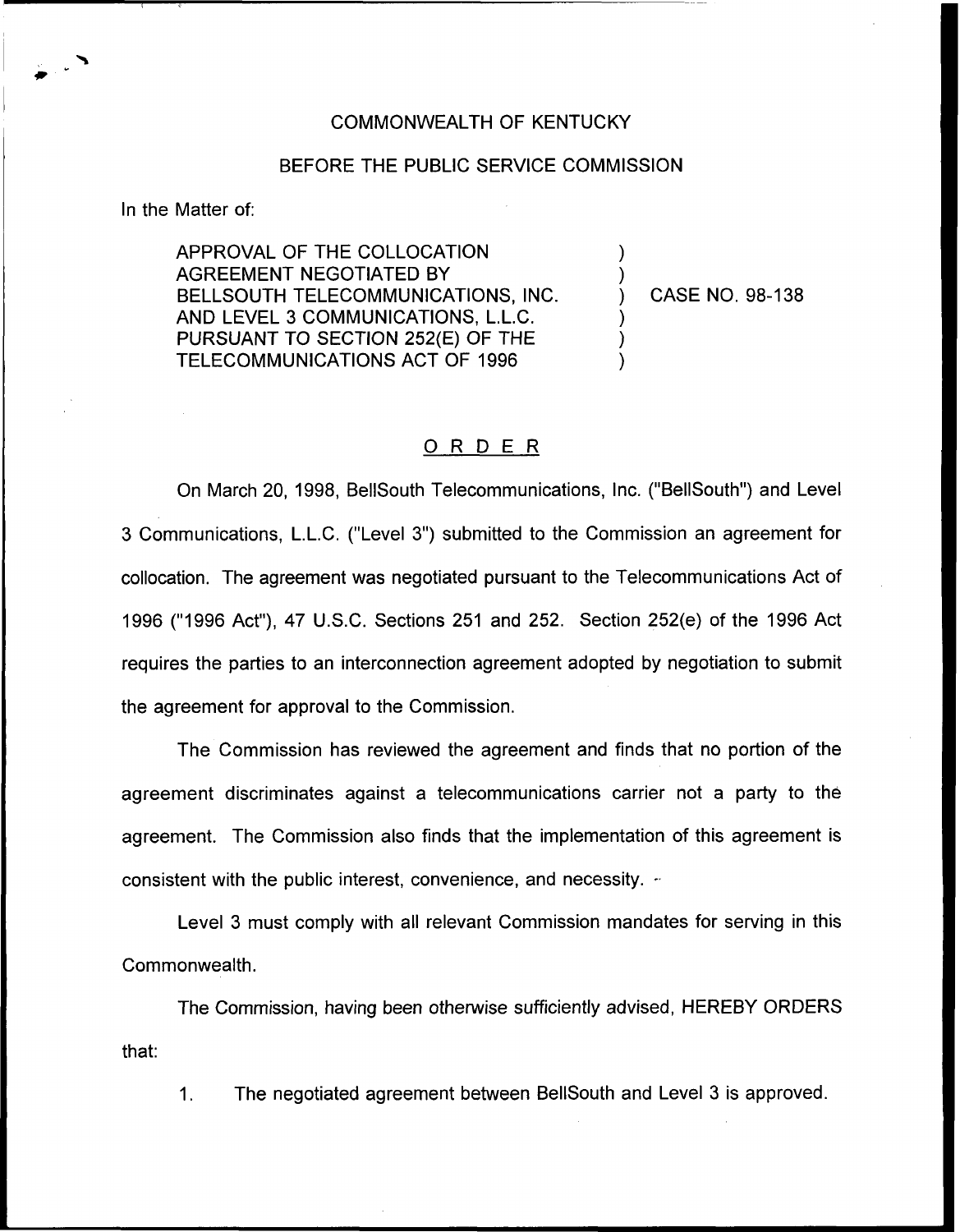COMMONWEALTH OF KENTUCKY

BEFORE THE PUBLIC SERVICE COMMISSION

In the Matter of:

APPROVAL OF THE COLLOCATION AGREEMENT NEGOTIATED BY BELLSOUTH TELECOMMUNICATIONS, INC. AND LEVEL 3 COMMUNICATIONS, L.L.C. PURSUANT TO SECTION 252(E) OF THE TELECOMMUNICATIONS ACT OF 1996 ) CASE NO. 98-138

# ORDER

On March 20, 1998, BellSouth Telecommunications, Inc. ("BellSouth") and Level 3 Communications, L.L.C. ("Level 3") submitted to the Commission an agreement for collocation. The agreement was negotiated pursuant to the Telecommunications Act of 1996 ("1996 Act"), 47 U.S.C. Sections 251 and 252. Section 252(e) of the 1996 Act requires the parties to an interconnection agreement adopted by negotiation to submit the agreement for approval to the Commission.

The Commission has reviewed the agreement and finds that no portion of the agreement discriminates against a telecommunications carrier not a party to the agreement. The Commission also finds that the implementation of this agreement is consistent with the public interest, convenience, and necessity.

Level 3 must comply with all relevant Commission mandates for serving in this Commonwealth.

The Commission, having been otherwise sufficiently advised, HEREBY ORDERS that:

1. The negotiated agreement between BellSouth and Level 3 is approved.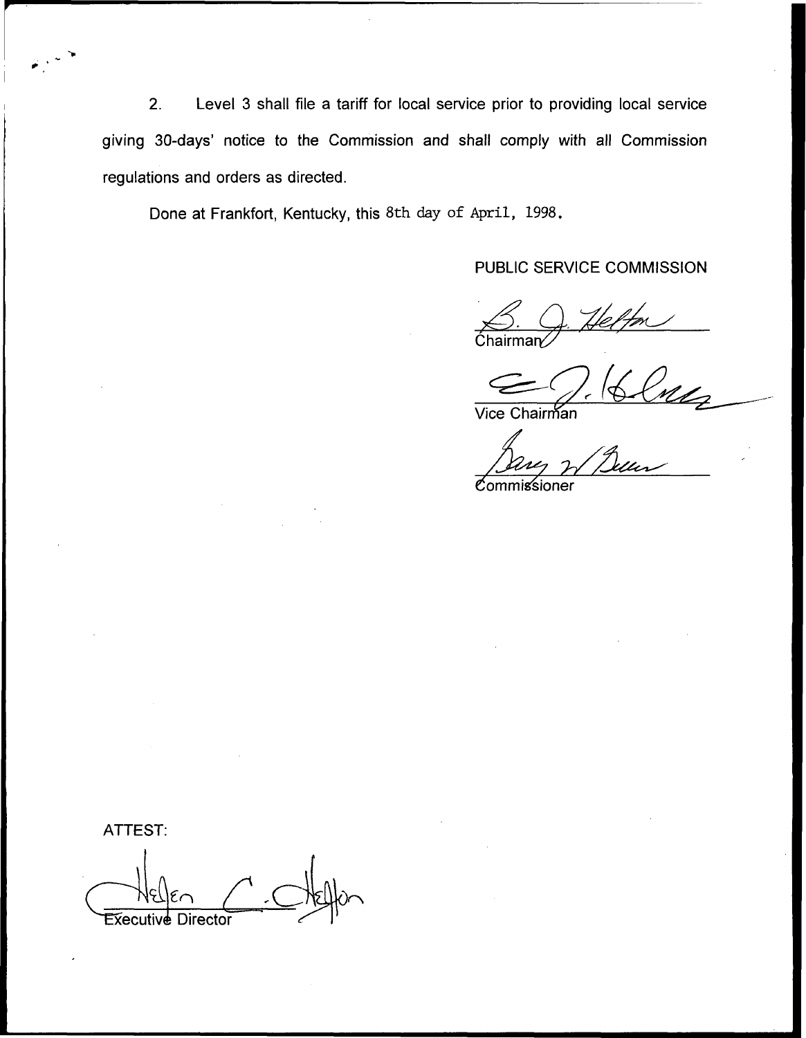2. Level 3 shall file a tariff for local service prior to providing local service giving 30-days' notice to the Commission and shall comply with all Commission regulations and orders as directed.

Done at Frankfort, Kentucky, this 8th day of April, 1998.

PUBLIC SERVICE COMMISSION

Chairman

Vice Chairman

Commissioner

ATTEST:

Executive Director